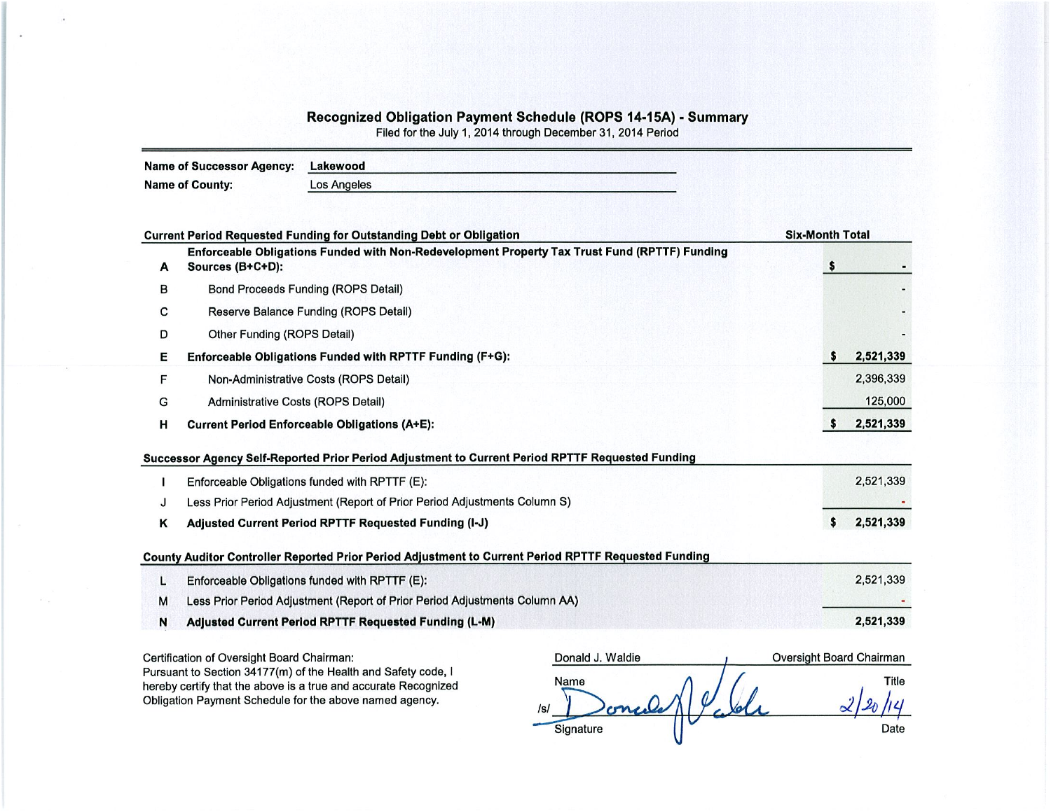# Recognized Obligation Payment Schedule (ROPS 14-15A) - Summary

Filed for the July 1, 2014 through December 31, 2014 Period

**Name of Successor Agency:** Lakewood

**Name of County:** Los Angeles

| | Current Period Requested Funding for Outstanding Debt or Obligation | Six-Month Total |
|---|---|---|
| **A** | **Enforceable Obligations Funded with Non-Redevelopment Property Tax Trust Fund (RPTTF) Funding Sources (B+C+D):** | **$ -** |
| B | Bond Proceeds Funding (ROPS Detail) | - |
| C | Reserve Balance Funding (ROPS Detail) | - |
| D | Other Funding (ROPS Detail) | - |
| **E** | **Enforceable Obligations Funded with RPTTF Funding (F+G):** | **$ 2,521,339** |
| F | Non-Administrative Costs (ROPS Detail) | 2,396,339 |
| G | Administrative Costs (ROPS Detail) | 125,000 |
| **H** | **Current Period Enforceable Obligations (A+E):** | **$ 2,521,339** |

| | Successor Agency Self-Reported Prior Period Adjustment to Current Period RPTTF Requested Funding | |
|---|---|---|
| I | Enforceable Obligations funded with RPTTF (E): | 2,521,339 |
| J | Less Prior Period Adjustment (Report of Prior Period Adjustments Column S) | - |
| **K** | **Adjusted Current Period RPTTF Requested Funding (I-J)** | **$ 2,521,339** |

| | County Auditor Controller Reported Prior Period Adjustment to Current Period RPTTF Requested Funding | |
|---|---|---|
| L | Enforceable Obligations funded with RPTTF (E): | 2,521,339 |
| M | Less Prior Period Adjustment (Report of Prior Period Adjustments Column AA) | - |
| **N** | **Adjusted Current Period RPTTF Requested Funding (L-M)** | **2,521,339** |

Certification of Oversight Board Chairman:
Pursuant to Section 34177(m) of the Health and Safety code, I hereby certify that the above is a true and accurate Recognized Obligation Payment Schedule for the above named agency.

| Donald J. Waldie | Oversight Board Chairman |
|---|---|
| Name | Title |
| /s/ Donald J. Waldie | 2/20/14 |
| Signature | Date |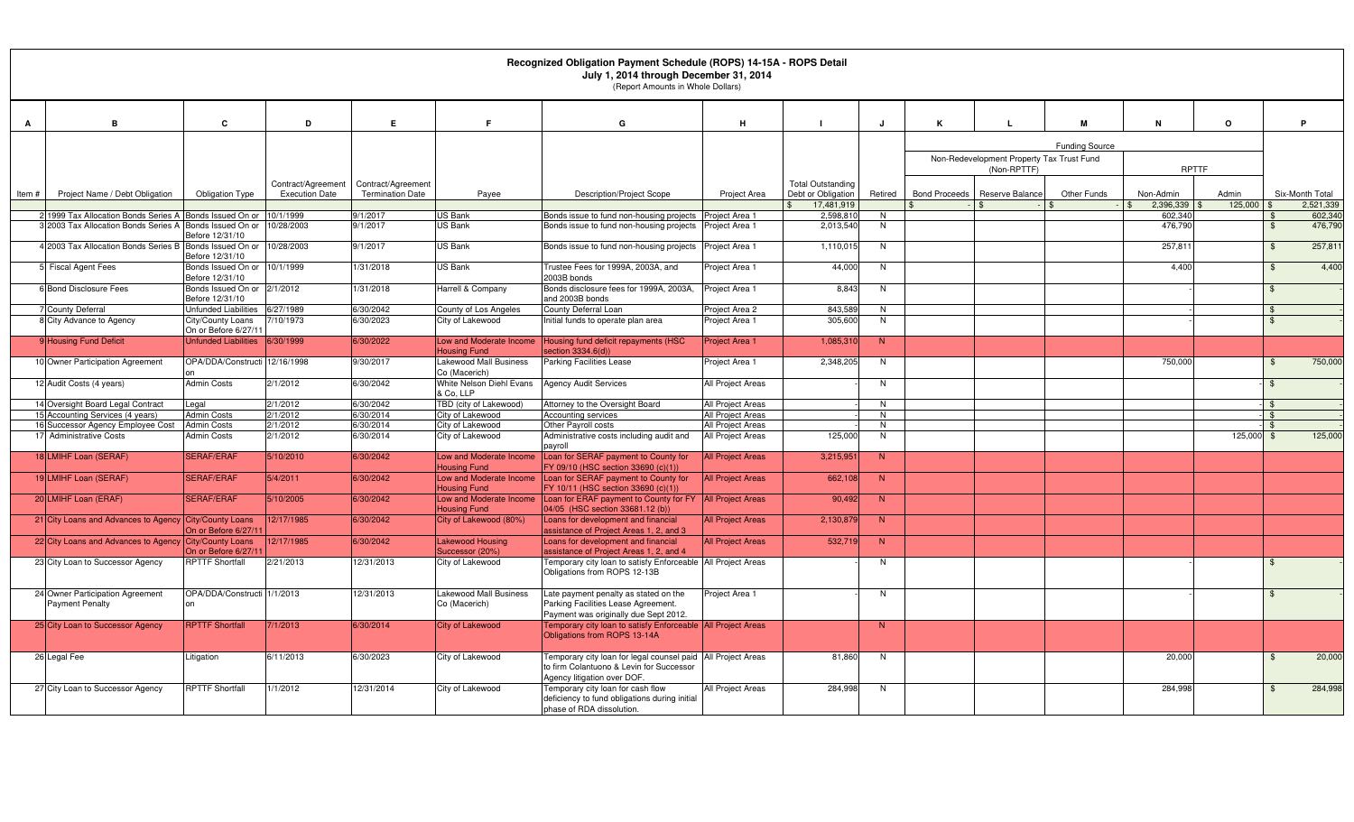# Recognized Obligation Payment Schedule (ROPS) 14-15A - ROPS Detail

July 1, 2014 through December 31, 2014

(Report Amounts in Whole Dollars)

| A | B | C | D | E | F | G | H | I | J | K | L | M | N | O | P |
|---|---|---|---|---|---|---|---|---|---|---|---|---|---|---|---|
| | | | | | | | | | | Funding Source | | | | | |
| | | | | | | | | | | Non-Redevelopment Property Tax Trust Fund (Non-RPTTF) | | | RPTTF | | |
| Item # | Project Name / Debt Obligation | Obligation Type | Contract/Agreement Execution Date | Contract/Agreement Termination Date | Payee | Description/Project Scope | Project Area | Total Outstanding Debt or Obligation | Retired | Bond Proceeds | Reserve Balance | Other Funds | Non-Admin | Admin | Six-Month Total |
| | | | | | | | | $ 17,481,919 | | $ - | $ - | $ - | $ 2,396,339 | $ 125,000 | $ 2,521,339 |
| 2 | 1999 Tax Allocation Bonds Series A | Bonds Issued On or Before 12/31/10 | 10/1/1999 | 9/1/2017 | US Bank | Bonds issue to fund non-housing projects | Project Area 1 | 2,598,810 | N | | | | 602,340 | | $ 602,340 |
| 3 | 2003 Tax Allocation Bonds Series A | Bonds Issued On or Before 12/31/10 | 10/28/2003 | 9/1/2017 | US Bank | Bonds issue to fund non-housing projects | Project Area 1 | 2,013,540 | N | | | | 476,790 | | $ 476,790 |
| 4 | 2003 Tax Allocation Bonds Series B | Bonds Issued On or Before 12/31/10 | 10/28/2003 | 9/1/2017 | US Bank | Bonds issue to fund non-housing projects | Project Area 1 | 1,110,015 | N | | | | 257,811 | | $ 257,811 |
| 5 | Fiscal Agent Fees | Bonds Issued On or Before 12/31/10 | 10/1/1999 | 1/31/2018 | US Bank | Trustee Fees for 1999A, 2003A, and 2003B bonds | Project Area 1 | 44,000 | N | | | | 4,400 | | $ 4,400 |
| 6 | Bond Disclosure Fees | Bonds Issued On or Before 12/31/10 | 2/1/2012 | 1/31/2018 | Harrell & Company | Bonds disclosure fees for 1999A, 2003A, and 2003B bonds | Project Area 1 | 8,843 | N | | | | - | | $ - |
| 7 | County Deferral | Unfunded Liabilities | 6/27/1989 | 6/30/2042 | County of Los Angeles | County Deferral Loan | Project Area 2 | 843,589 | N | | | | - | | $ - |
| 8 | City Advance to Agency | City/County Loans On or Before 6/27/11 | 7/10/1973 | 6/30/2023 | City of Lakewood | Initial funds to operate plan area | Project Area 1 | 305,600 | N | | | | - | | $ - |
| 9 | Housing Fund Deficit | Unfunded Liabilities | 6/30/1999 | 6/30/2022 | Low and Moderate Income Housing Fund | Housing fund deficit repayments (HSC section 3334.6(d)) | Project Area 1 | 1,085,310 | N | | | | | | |
| 10 | Owner Participation Agreement | OPA/DDA/Construction | 12/16/1998 | 9/30/2017 | Lakewood Mall Business Co (Macerich) | Parking Facilities Lease | Project Area 1 | 2,348,205 | N | | | | 750,000 | | $ 750,000 |
| 12 | Audit Costs (4 years) | Admin Costs | 2/1/2012 | 6/30/2042 | White Nelson Diehl Evans & Co, LLP | Agency Audit Services | All Project Areas | - | N | | | | | - | $ - |
| 14 | Oversight Board Legal Contract | Legal | 2/1/2012 | 6/30/2042 | TBD (city of Lakewood) | Attorney to the Oversight Board | All Project Areas | - | N | | | | | - | $ - |
| 15 | Accounting Services (4 years) | Admin Costs | 2/1/2012 | 6/30/2014 | City of Lakewood | Accounting services | All Project Areas | - | N | | | | | - | $ - |
| 16 | Successor Agency Employee Cost | Admin Costs | 2/1/2012 | 6/30/2014 | City of Lakewood | Other Payroll costs | All Project Areas | - | N | | | | | - | $ - |
| 17 | Administrative Costs | Admin Costs | 2/1/2012 | 6/30/2014 | City of Lakewood | Administrative costs including audit and payroll | All Project Areas | 125,000 | N | | | | | 125,000 | $ 125,000 |
| 18 | LMIHF Loan (SERAF) | SERAF/ERAF | 5/10/2010 | 6/30/2042 | Low and Moderate Income Housing Fund | Loan for SERAF payment to County for FY 09/10 (HSC section 33690 (c)(1)) | All Project Areas | 3,215,951 | N | | | | | | |
| 19 | LMIHF Loan (SERAF) | SERAF/ERAF | 5/4/2011 | 6/30/2042 | Low and Moderate Income Housing Fund | Loan for SERAF payment to County for FY 10/11 (HSC section 33690 (c)(1)) | All Project Areas | 662,108 | N | | | | | | |
| 20 | LMIHF Loan (ERAF) | SERAF/ERAF | 5/10/2005 | 6/30/2042 | Low and Moderate Income Housing Fund | Loan for ERAF payment to County for FY 04/05 (HSC section 33681.12 (b)) | All Project Areas | 90,492 | N | | | | | | |
| 21 | City Loans and Advances to Agency | City/County Loans On or Before 6/27/11 | 12/17/1985 | 6/30/2042 | City of Lakewood (80%) | Loans for development and financial assistance of Project Areas 1, 2, and 3 | All Project Areas | 2,130,879 | N | | | | | | |
| 22 | City Loans and Advances to Agency | City/County Loans On or Before 6/27/11 | 12/17/1985 | 6/30/2042 | Lakewood Housing Successor (20%) | Loans for development and financial assistance of Project Areas 1, 2, and 4 | All Project Areas | 532,719 | N | | | | | | |
| 23 | City Loan to Successor Agency | RPTTF Shortfall | 2/21/2013 | 12/31/2013 | City of Lakewood | Temporary city loan to satisfy Enforceable Obligations from ROPS 12-13B | All Project Areas | - | N | | | | - | | $ - |
| 24 | Owner Participation Agreement Payment Penalty | OPA/DDA/Construction | 1/1/2013 | 12/31/2013 | Lakewood Mall Business Co (Macerich) | Late payment penalty as stated on the Parking Facilities Lease Agreement. Payment was originally due Sept 2012. | Project Area 1 | - | N | | | | - | | $ - |
| 25 | City Loan to Successor Agency | RPTTF Shortfall | 7/1/2013 | 6/30/2014 | City of Lakewood | Temporary city loan to satisfy Enforceable Obligations from ROPS 13-14A | All Project Areas | | N | | | | | | |
| 26 | Legal Fee | Litigation | 6/11/2013 | 6/30/2023 | City of Lakewood | Temporary city loan for legal counsel paid to firm Colantuono & Levin for Successor Agency litigation over DOF. | All Project Areas | 81,860 | N | | | | 20,000 | | $ 20,000 |
| 27 | City Loan to Successor Agency | RPTTF Shortfall | 1/1/2012 | 12/31/2014 | City of Lakewood | Temporary city loan for cash flow deficiency to fund obligations during initial phase of RDA dissolution. | All Project Areas | 284,998 | N | | | | 284,998 | | $ 284,998 |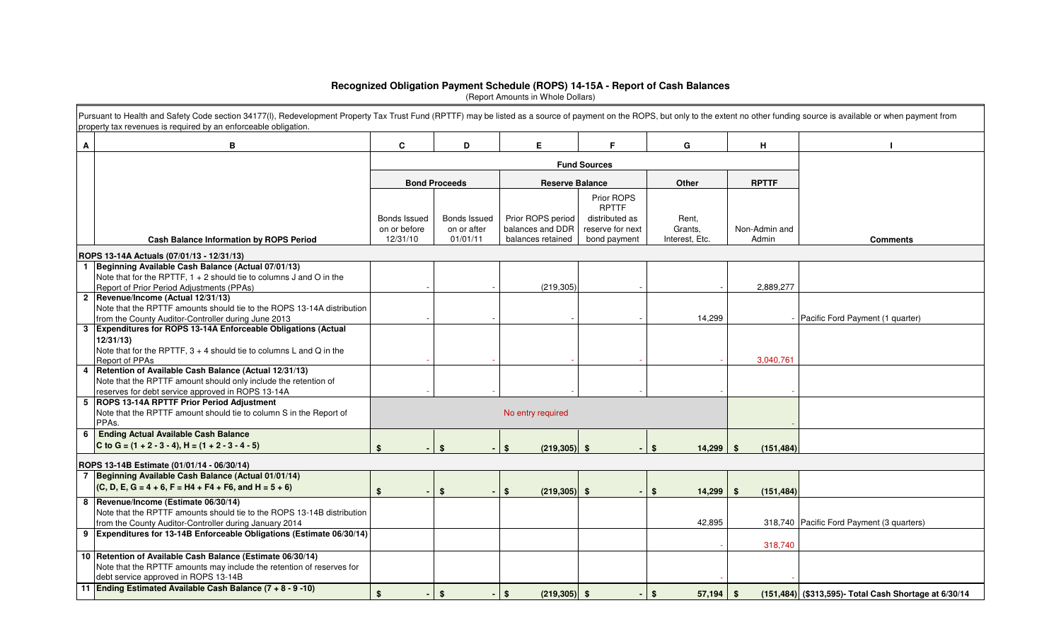## Recognized Obligation Payment Schedule (ROPS) 14-15A - Report of Cash Balances

(Report Amounts in Whole Dollars)

Pursuant to Health and Safety Code section 34177(l), Redevelopment Property Tax Trust Fund (RPTTF) may be listed as a source of payment on the ROPS, but only to the extent no other funding source is available or when payment from property tax revenues is required by an enforceable obligation.

| A | B | C | D | E | F | G | H | I |
|---|---|---|---|---|---|---|---|---|
| | | **Fund Sources** | | | | | | |
| | | **Bond Proceeds** | | **Reserve Balance** | | **Other** | **RPTTF** | |
| | **Cash Balance Information by ROPS Period** | Bonds Issued on or before 12/31/10 | Bonds Issued on or after 01/01/11 | Prior ROPS period balances and DDR balances retained | Prior ROPS RPTTF distributed as reserve for next bond payment | Rent, Grants, Interest, Etc. | Non-Admin and Admin | **Comments** |
| | **ROPS 13-14A Actuals (07/01/13 - 12/31/13)** | | | | | | | |
| 1 | **Beginning Available Cash Balance (Actual 07/01/13)** Note that for the RPTTF, 1 + 2 should tie to columns J and O in the Report of Prior Period Adjustments (PPAs) | - | - | (219,305) | - | - | 2,889,277 | |
| 2 | **Revenue/Income (Actual 12/31/13)** Note that the RPTTF amounts should tie to the ROPS 13-14A distribution from the County Auditor-Controller during June 2013 | - | - | - | - | 14,299 | - | Pacific Ford Payment (1 quarter) |
| 3 | **Expenditures for ROPS 13-14A Enforceable Obligations (Actual 12/31/13)** Note that for the RPTTF, 3 + 4 should tie to columns L and Q in the Report of PPAs | - | - | - | - | - | 3,040,761 | |
| 4 | **Retention of Available Cash Balance (Actual 12/31/13)** Note that the RPTTF amount should only include the retention of reserves for debt service approved in ROPS 13-14A | - | - | - | - | - | - | |
| 5 | **ROPS 13-14A RPTTF Prior Period Adjustment** Note that the RPTTF amount should tie to column S in the Report of PPAs. | No entry required | | | | | - | |
| 6 | **Ending Actual Available Cash Balance** C to G = (1 + 2 - 3 - 4), H = (1 + 2 - 3 - 4 - 5) | **$ -** | **$ -** | **$ (219,305)** | **$ -** | **$ 14,299** | **$ (151,484)** | |
| | **ROPS 13-14B Estimate (01/01/14 - 06/30/14)** | | | | | | | |
| 7 | **Beginning Available Cash Balance (Actual 01/01/14)** (C, D, E, G = 4 + 6, F = H4 + F4 + F6, and H = 5 + 6) | **$ -** | **$ -** | **$ (219,305)** | **$ -** | **$ 14,299** | **$ (151,484)** | |
| 8 | **Revenue/Income (Estimate 06/30/14)** Note that the RPTTF amounts should tie to the ROPS 13-14B distribution from the County Auditor-Controller during January 2014 | | | | | 42,895 | 318,740 | Pacific Ford Payment (3 quarters) |
| 9 | **Expenditures for 13-14B Enforceable Obligations (Estimate 06/30/14)** | | | | | - | 318,740 | |
| 10 | **Retention of Available Cash Balance (Estimate 06/30/14)** Note that the RPTTF amounts may include the retention of reserves for debt service approved in ROPS 13-14B | | | | | - | - | |
| 11 | **Ending Estimated Available Cash Balance (7 + 8 - 9 -10)** | **$ -** | **$ -** | **$ (219,305)** | **$ -** | **$ 57,194** | **$ (151,484)** | **($313,595)- Total Cash Shortage at 6/30/14** |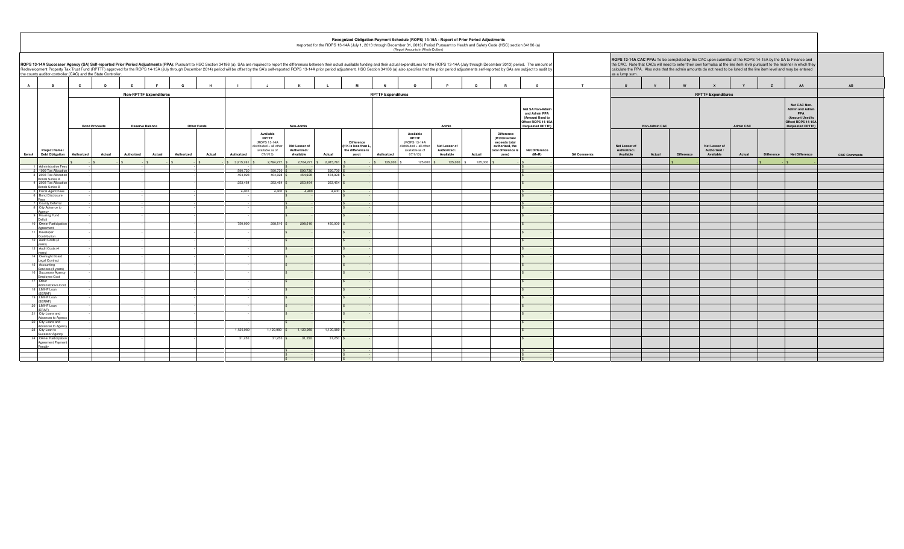# Recognized Obligation Payment Schedule (ROPS) 14-15A - Report of Prior Period Adjustments

Reported for the ROPS 13-14A (July 1, 2013 through December 31, 2013) Period Pursuant to Health and Safety Code (HSC) section 34186 (a)

(Report Amounts in Whole Dollars)

**ROPS 13-14A Successor Agency (SA) Self-reported Prior Period Adjustments (PPA):** Pursuant to HSC Section 34186 (a), SAs are required to report the differences between their actual available funding and their actual expenditures for the ROPS 13-14A (July through December 2013) period. The amount of Redevelopment Property Tax Trust Fund (RPTTF) approved for the ROPS 14-15A (July through December 2014) period will be offset by the SA's self-reported ROPS 13-14A prior period adjustment. HSC Section 34186 (a) also specifies that the prior period adjustments self-reported by SAs are subject to audit by the county auditor-controller (CAC) and the State Controller.

**ROPS 13-14A CAC PPA:** To be completed by the CAC upon submittal of the ROPS 14-15A by the SA to Finance and the CAC. Note that CACs will need to enter their own formulas at the line item level pursuant to the manner in which they calculate the PPA. Also note that the admin amounts do not need to be listed at the line item level and may be entered as a lump sum.

| A | B | C | D | E | F | G | H | I | J | K | L | M | N | O | P | Q | R | S | T | U | V | W | X | Y | Z | AA | AB |
|---|---|---|---|---|---|---|---|---|---|---|---|---|---|---|---|---|---|---|---|---|---|---|---|---|---|---|---|
| | | Non-RPTTF Expenditures | | | | | | RPTTF Expenditures | | | | | | | | | | | | RPTTF Expenditures | | | | | | | |
| | | Bond Proceeds | | Reserve Balance | | Other Funds | | Non-Admin | | | | | Admin | | | | | Net SA Non-Admin and Admin PPA (Amount Used to Offset ROPS 14-15A Requested RPTTF) | | Non-Admin CAC | | | Admin CAC | | | Net CAC Non-Admin and Admin PPA (Amount Used to Offset ROPS 14-15A Requested RPTTF) | |
| Item # | Project Name / Debt Obligation | Authorized | Actual | Authorized | Actual | Authorized | Actual | Authorized | Available RPTTF (ROPS 13-14A distributed + all other available as of 07/1/13) | Net Lesser of Authorized / Available | Actual | Difference (If K is less than L, the difference is zero) | Authorized | Available RPTTF (ROPS 13-14A distributed + all other available as of 07/1/13) | Net Lesser of Authorized / Available | Actual | Difference (If total actual exceeds total authorized, the total difference is zero) | Net Difference (M+R) | SA Comments | Net Lesser of Authorized / Available | Actual | Difference | Net Lesser of Authorized / Available | Actual | Difference | Net Difference | CAC Comments |
| | | $ - | $ - | $ - | $ - | $ - | $ - | $ 3,215,761 | $ 2,764,277 | $ 2,764,277 | $ 2,915,761 | $ - | $ 125,000 | $ 125,000 | $ 125,000 | $ 125,000 | $ - | $ - | | | | $ - | | | $ - | $ - | |
| 1 | Administrative Fees | | - | | - | | - | | | $ - | | $ - | | | | | | $ - | | | | | | | | | |
| 2 | 1999 Tax Allocation | | - | | - | | - | 590,730 | 590,730 | $ 590,730 | 590,730 | $ - | | | | | | $ - | | | | | | | | | |
| 3 | 2003 Tax Allocation Bonds Series A | | - | | - | | - | 464,928 | 464,928 | $ 464,928 | 464,928 | $ - | | | | | | $ - | | | | | | | | | |
| 4 | 2003 Tax Allocation Bonds Series B | | - | | - | | - | 253,464 | 253,464 | $ 253,464 | 253,464 | $ - | | | | | | $ - | | | | | | | | | |
| 5 | Fiscal Agent Fees | | - | | - | | - | 4,400 | 4,400 | $ 4,400 | 4,400 | $ - | | | | | | $ - | | | | | | | | | |
| 6 | Bond Disclosure Fees | | - | | - | | - | | | $ - | | $ - | | | | | | $ - | | | | | | | | | |
| 7 | County Deferral | | - | | - | | - | | | $ - | | $ - | | | | | | $ - | | | | | | | | | |
| 8 | City Advance to Agency | | - | | - | | - | | | $ - | | $ - | | | | | | $ - | | | | | | | | | |
| 9 | Housing Fund Deficit | | - | | - | | - | | | $ - | | $ - | | | | | | $ - | | | | | | | | | |
| 10 | Owner Participation Agreement | | - | | - | | - | 750,000 | 298,516 | $ 298,516 | 450,000 | $ - | | | | | | $ - | | | | | | | | | |
| 11 | Developer Contribution | | - | | - | | - | | | $ - | | $ - | | | | | | $ - | | | | | | | | | |
| 12 | Audit Costs (4 years) | | - | | - | | - | | | $ - | | $ - | | | | | | $ - | | | | | | | | | |
| 13 | Audit Costs (4 years) | | - | | - | | - | | | $ - | | $ - | | | | | | $ - | | | | | | | | | |
| 14 | Oversight Board Legal Contract | | - | | - | | - | | | $ - | | $ - | | | | | | $ - | | | | | | | | | |
| 15 | Accounting Services (4 years) | | - | | - | | - | | | $ - | | $ - | | | | | | $ - | | | | | | | | | |
| 16 | Successor Agency Employee Cost | | - | | - | | - | | | $ - | | $ - | | | | | | $ - | | | | | | | | | |
| 17 | Other Administrative Cost | | - | | - | | - | | | $ - | | $ - | | | | | | $ - | | | | | | | | | |
| 18 | LMIHF Loan (SERAF) | | - | | - | | - | | | $ - | | $ - | | | | | | $ - | | | | | | | | | |
| 19 | LMIHF Loan (SERAF) | | - | | - | | - | | | $ - | | $ - | | | | | | $ - | | | | | | | | | |
| 20 | LMIHF Loan (ERAF) | | - | | - | | - | | | $ - | | $ - | | | | | | $ - | | | | | | | | | |
| 21 | City Loans and Advances to Agency | | - | | - | | - | | | $ - | | $ - | | | | | | $ - | | | | | | | | | |
| 22 | City Loans and Advances to Agency | | - | | - | | - | | | $ - | | $ - | | | | | | $ - | | | | | | | | | |
| 23 | City Loan to Sucessor Agency | | - | | - | | - | 1,120,989 | 1,120,989 | $ 1,120,989 | 1,120,989 | $ - | | | | | | $ - | | | | | | | | | |
| 24 | Owner Participation Agreement Payment Penalty | | - | | - | | - | 31,250 | 31,250 | $ 31,250 | 31,250 | $ - | | | | | | $ - | | | | | | | | | |
| | | | | | | | | | | $ - | | $ - | | | | | | $ - | | | | | | | | | |
| | | | | | | | | | | $ - | | $ - | | | | | | $ - | | | | | | | | | |
| | | | | | | | | | | $ - | | $ - | | | | | | $ - | | | | | | | | | |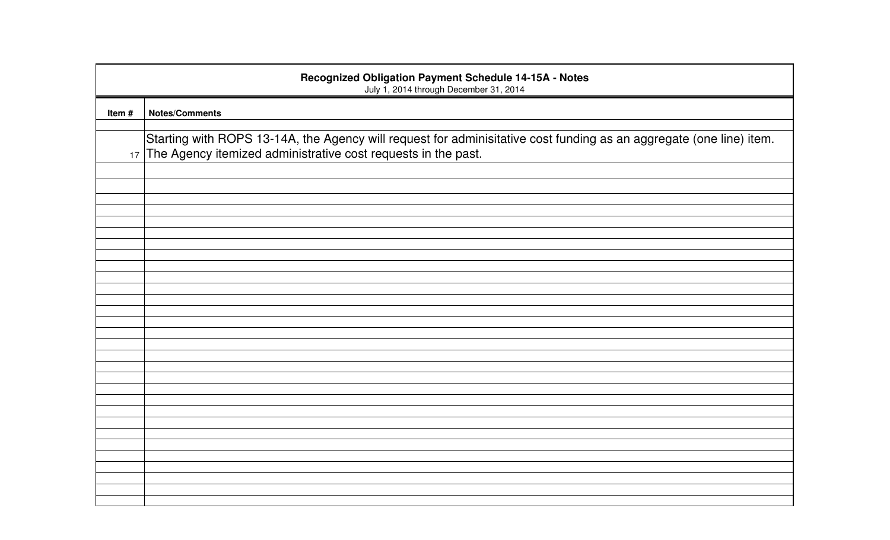## Recognized Obligation Payment Schedule 14-15A - Notes

July 1, 2014 through December 31, 2014

| Item # | Notes/Comments |
|---|---|
| 17 | Starting with ROPS 13-14A, the Agency will request for adminisitative cost funding as an aggregate (one line) item. The Agency itemized administrative cost requests in the past. |